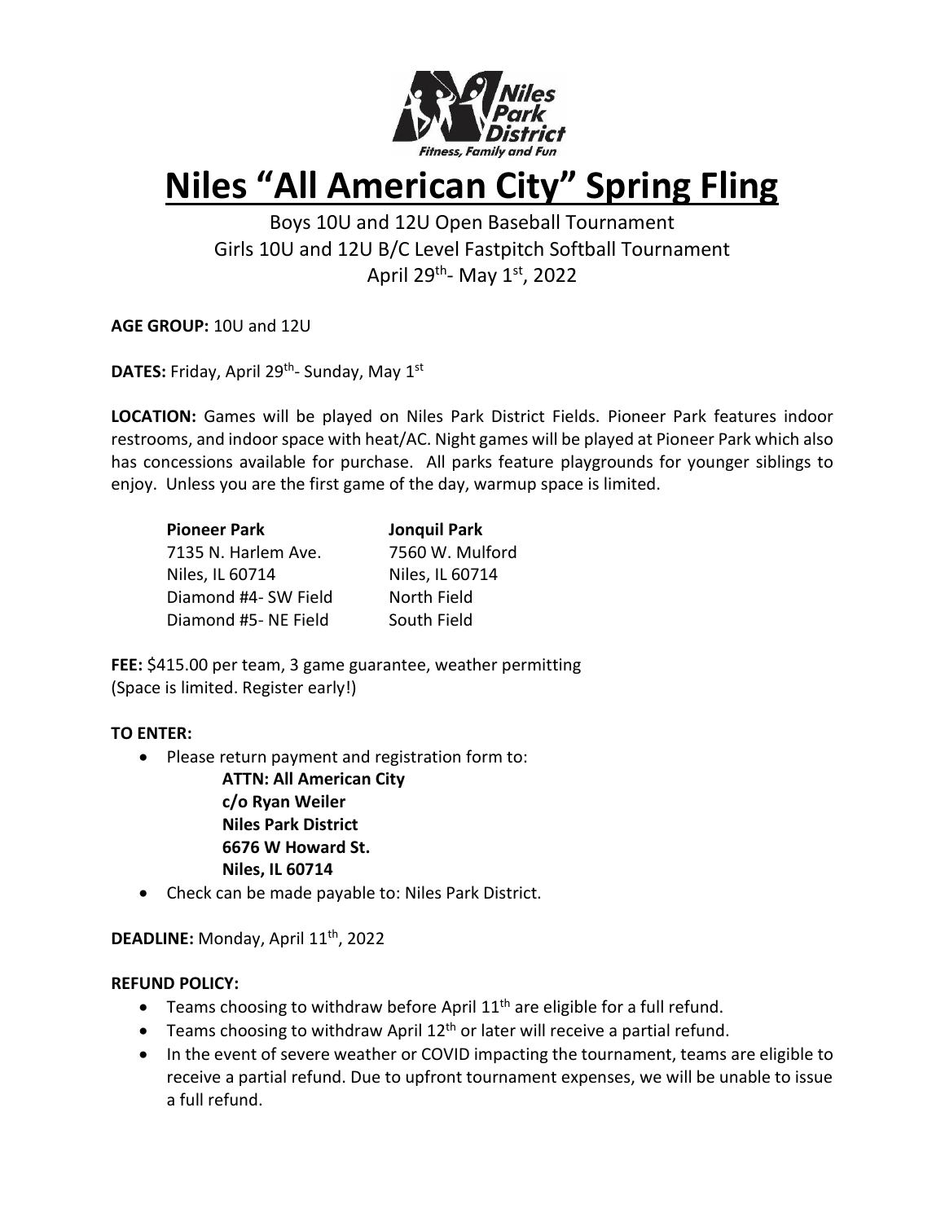# Niles "All American City" Spring Fling

Boys 10U and 12U Open Baseball Tournament
Girls 10U and 12U B/C Level Fastpitch Softball Tournament
April 29th- May 1st, 2022

**AGE GROUP:** 10U and 12U

**DATES:** Friday, April 29th- Sunday, May 1st

**LOCATION:** Games will be played on Niles Park District Fields. Pioneer Park features indoor restrooms, and indoor space with heat/AC. Night games will be played at Pioneer Park which also has concessions available for purchase. All parks feature playgrounds for younger siblings to enjoy. Unless you are the first game of the day, warmup space is limited.

| **Pioneer Park** | **Jonquil Park** |
|---|---|
| 7135 N. Harlem Ave. | 7560 W. Mulford |
| Niles, IL 60714 | Niles, IL 60714 |
| Diamond #4- SW Field | North Field |
| Diamond #5- NE Field | South Field |

**FEE:** $415.00 per team, 3 game guarantee, weather permitting
(Space is limited. Register early!)

**TO ENTER:**

- Please return payment and registration form to:
  **ATTN: All American City**
  **c/o Ryan Weiler**
  **Niles Park District**
  **6676 W Howard St.**
  **Niles, IL 60714**
- Check can be made payable to: Niles Park District.

**DEADLINE:** Monday, April 11th, 2022

**REFUND POLICY:**

- Teams choosing to withdraw before April 11th are eligible for a full refund.
- Teams choosing to withdraw April 12th or later will receive a partial refund.
- In the event of severe weather or COVID impacting the tournament, teams are eligible to receive a partial refund. Due to upfront tournament expenses, we will be unable to issue a full refund.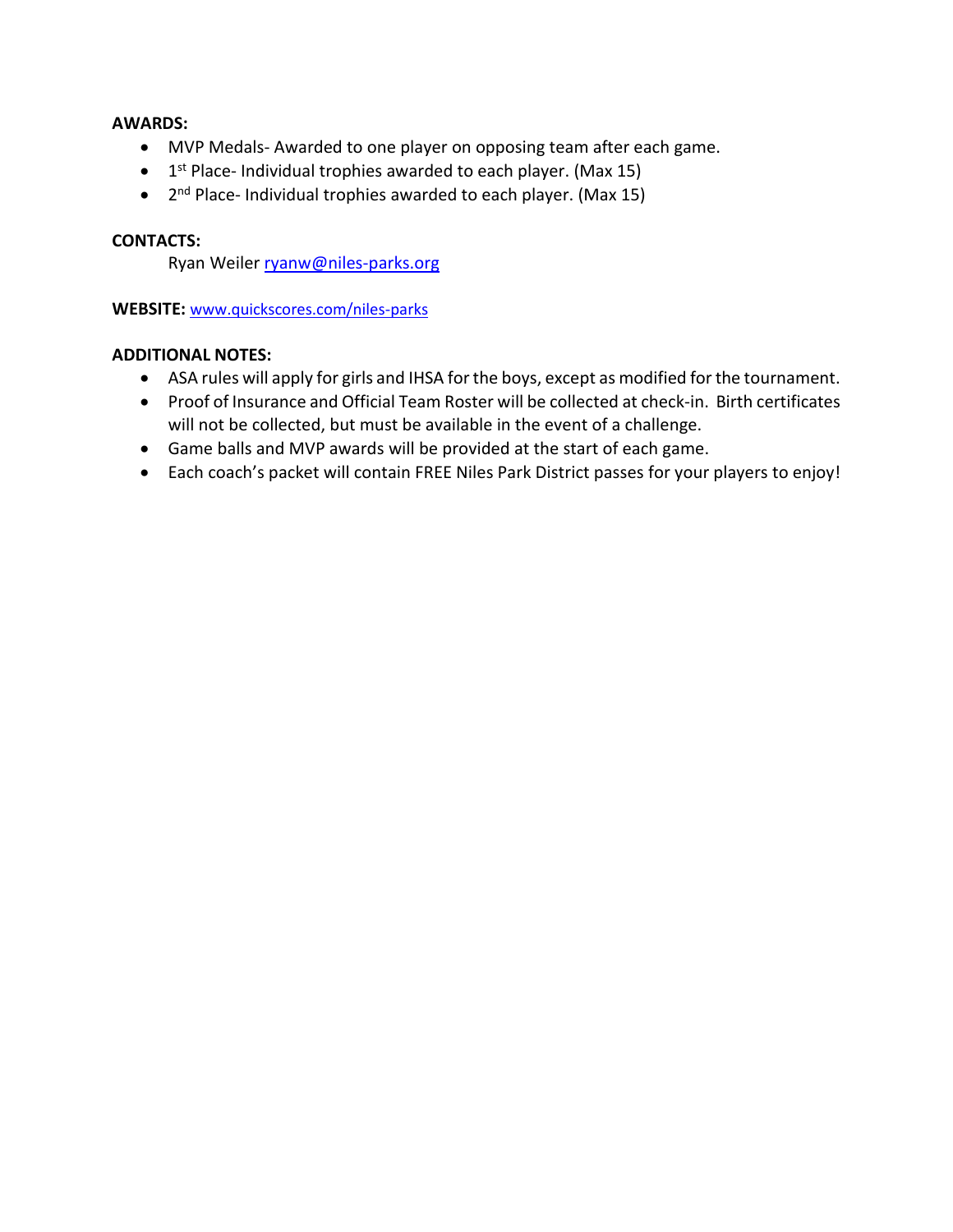**AWARDS:**

- MVP Medals- Awarded to one player on opposing team after each game.
- 1st Place- Individual trophies awarded to each player. (Max 15)
- 2nd Place- Individual trophies awarded to each player. (Max 15)

**CONTACTS:**

Ryan Weiler ryanw@niles-parks.org

**WEBSITE:** www.quickscores.com/niles-parks

**ADDITIONAL NOTES:**

- ASA rules will apply for girls and IHSA for the boys, except as modified for the tournament.
- Proof of Insurance and Official Team Roster will be collected at check-in. Birth certificates will not be collected, but must be available in the event of a challenge.
- Game balls and MVP awards will be provided at the start of each game.
- Each coach's packet will contain FREE Niles Park District passes for your players to enjoy!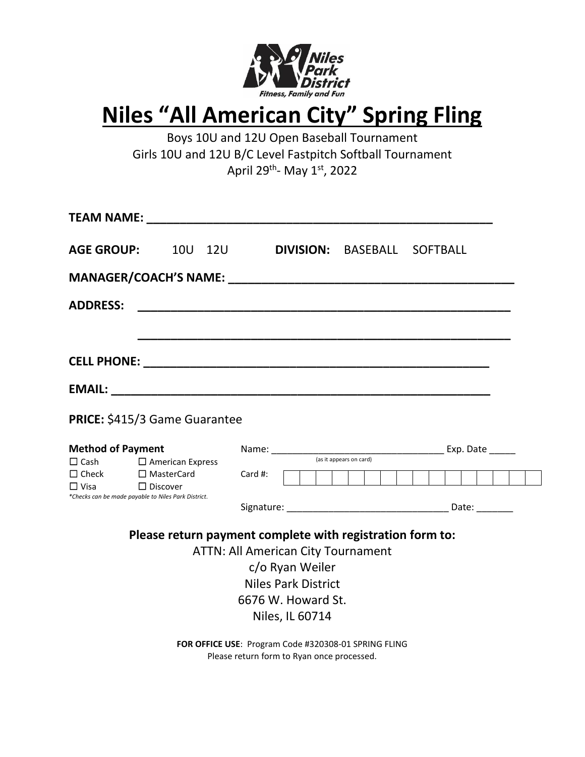# Niles "All American City" Spring Fling

Boys 10U and 12U Open Baseball Tournament
Girls 10U and 12U B/C Level Fastpitch Softball Tournament
April 29th- May 1st, 2022

**TEAM NAME:** ___________________________________________________

**AGE GROUP:** 10U 12U **DIVISION:** BASEBALL SOFTBALL

**MANAGER/COACH'S NAME:** ___________________________________________

**ADDRESS:** _______________________________________________________

_______________________________________________________

**CELL PHONE:** _____________________________________________________

**EMAIL:** _________________________________________________________

**PRICE:** $415/3 Game Guarantee

**Method of Payment**

☐ Cash ☐ American Express
☐ Check ☐ MasterCard
☐ Visa ☐ Discover

*\*Checks can be made payable to Niles Park District.*

Name: _________________________________ Exp. Date _____
(as it appears on card)

Card #: | | | | | | | | | | | | | | | | |

Signature: ______________________________ Date: _______

**Please return payment complete with registration form to:**

ATTN: All American City Tournament
c/o Ryan Weiler
Niles Park District
6676 W. Howard St.
Niles, IL 60714

**FOR OFFICE USE**: Program Code #320308-01 SPRING FLING
Please return form to Ryan once processed.